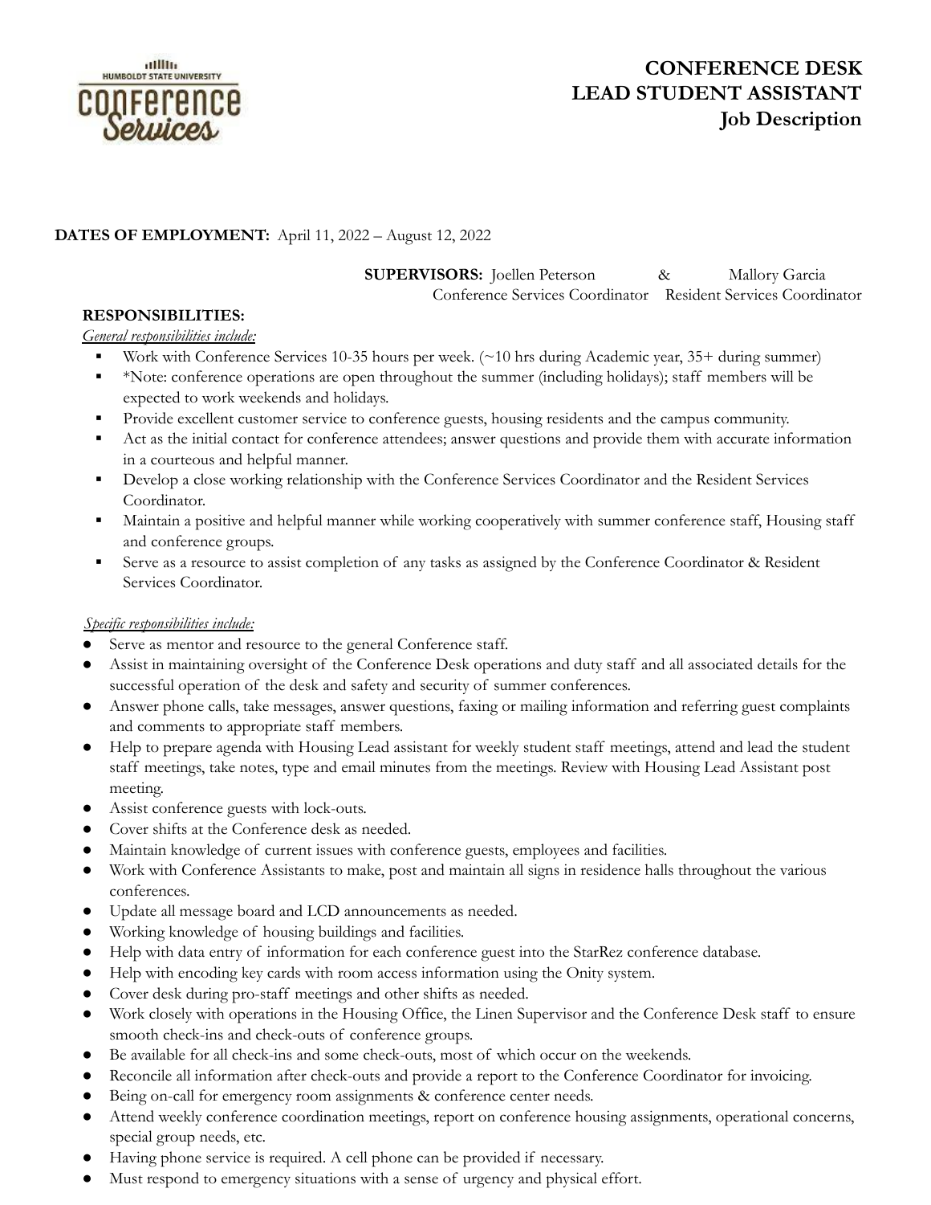# CONFERENCE DESK LEAD STUDENT ASSISTANT Job Description

**DATES OF EMPLOYMENT:** April 11, 2022 – August 12, 2022

**SUPERVISORS:** Joellen Peterson, Conference Services Coordinator & Mallory Garcia, Resident Services Coordinator

## RESPONSIBILITIES:

*General responsibilities include:*

- Work with Conference Services 10-35 hours per week. (~10 hrs during Academic year, 35+ during summer)
- *Note: conference operations are open throughout the summer (including holidays); staff members will be expected to work weekends and holidays.
- Provide excellent customer service to conference guests, housing residents and the campus community.
- Act as the initial contact for conference attendees; answer questions and provide them with accurate information in a courteous and helpful manner.
- Develop a close working relationship with the Conference Services Coordinator and the Resident Services Coordinator.
- Maintain a positive and helpful manner while working cooperatively with summer conference staff, Housing staff and conference groups.
- Serve as a resource to assist completion of any tasks as assigned by the Conference Coordinator & Resident Services Coordinator.

*Specific responsibilities include:*

- Serve as mentor and resource to the general Conference staff.
- Assist in maintaining oversight of the Conference Desk operations and duty staff and all associated details for the successful operation of the desk and safety and security of summer conferences.
- Answer phone calls, take messages, answer questions, faxing or mailing information and referring guest complaints and comments to appropriate staff members.
- Help to prepare agenda with Housing Lead assistant for weekly student staff meetings, attend and lead the student staff meetings, take notes, type and email minutes from the meetings. Review with Housing Lead Assistant post meeting.
- Assist conference guests with lock-outs.
- Cover shifts at the Conference desk as needed.
- Maintain knowledge of current issues with conference guests, employees and facilities.
- Work with Conference Assistants to make, post and maintain all signs in residence halls throughout the various conferences.
- Update all message board and LCD announcements as needed.
- Working knowledge of housing buildings and facilities.
- Help with data entry of information for each conference guest into the StarRez conference database.
- Help with encoding key cards with room access information using the Onity system.
- Cover desk during pro-staff meetings and other shifts as needed.
- Work closely with operations in the Housing Office, the Linen Supervisor and the Conference Desk staff to ensure smooth check-ins and check-outs of conference groups.
- Be available for all check-ins and some check-outs, most of which occur on the weekends.
- Reconcile all information after check-outs and provide a report to the Conference Coordinator for invoicing.
- Being on-call for emergency room assignments & conference center needs.
- Attend weekly conference coordination meetings, report on conference housing assignments, operational concerns, special group needs, etc.
- Having phone service is required. A cell phone can be provided if necessary.
- Must respond to emergency situations with a sense of urgency and physical effort.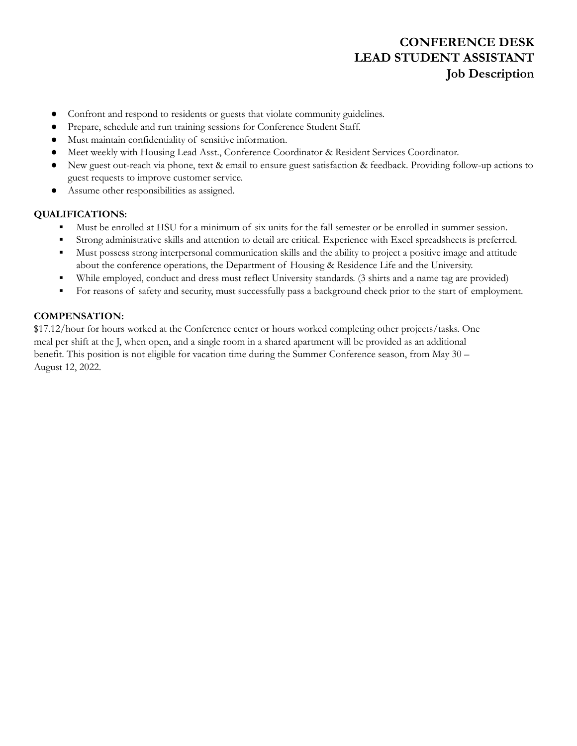# CONFERENCE DESK LEAD STUDENT ASSISTANT Job Description

- Confront and respond to residents or guests that violate community guidelines.
- Prepare, schedule and run training sessions for Conference Student Staff.
- Must maintain confidentiality of sensitive information.
- Meet weekly with Housing Lead Asst., Conference Coordinator & Resident Services Coordinator.
- New guest out-reach via phone, text & email to ensure guest satisfaction & feedback. Providing follow-up actions to guest requests to improve customer service.
- Assume other responsibilities as assigned.

**QUALIFICATIONS:**

- Must be enrolled at HSU for a minimum of six units for the fall semester or be enrolled in summer session.
- Strong administrative skills and attention to detail are critical. Experience with Excel spreadsheets is preferred.
- Must possess strong interpersonal communication skills and the ability to project a positive image and attitude about the conference operations, the Department of Housing & Residence Life and the University.
- While employed, conduct and dress must reflect University standards. (3 shirts and a name tag are provided)
- For reasons of safety and security, must successfully pass a background check prior to the start of employment.

**COMPENSATION:**

$17.12/hour for hours worked at the Conference center or hours worked completing other projects/tasks. One meal per shift at the J, when open, and a single room in a shared apartment will be provided as an additional benefit. This position is not eligible for vacation time during the Summer Conference season, from May 30 – August 12, 2022.